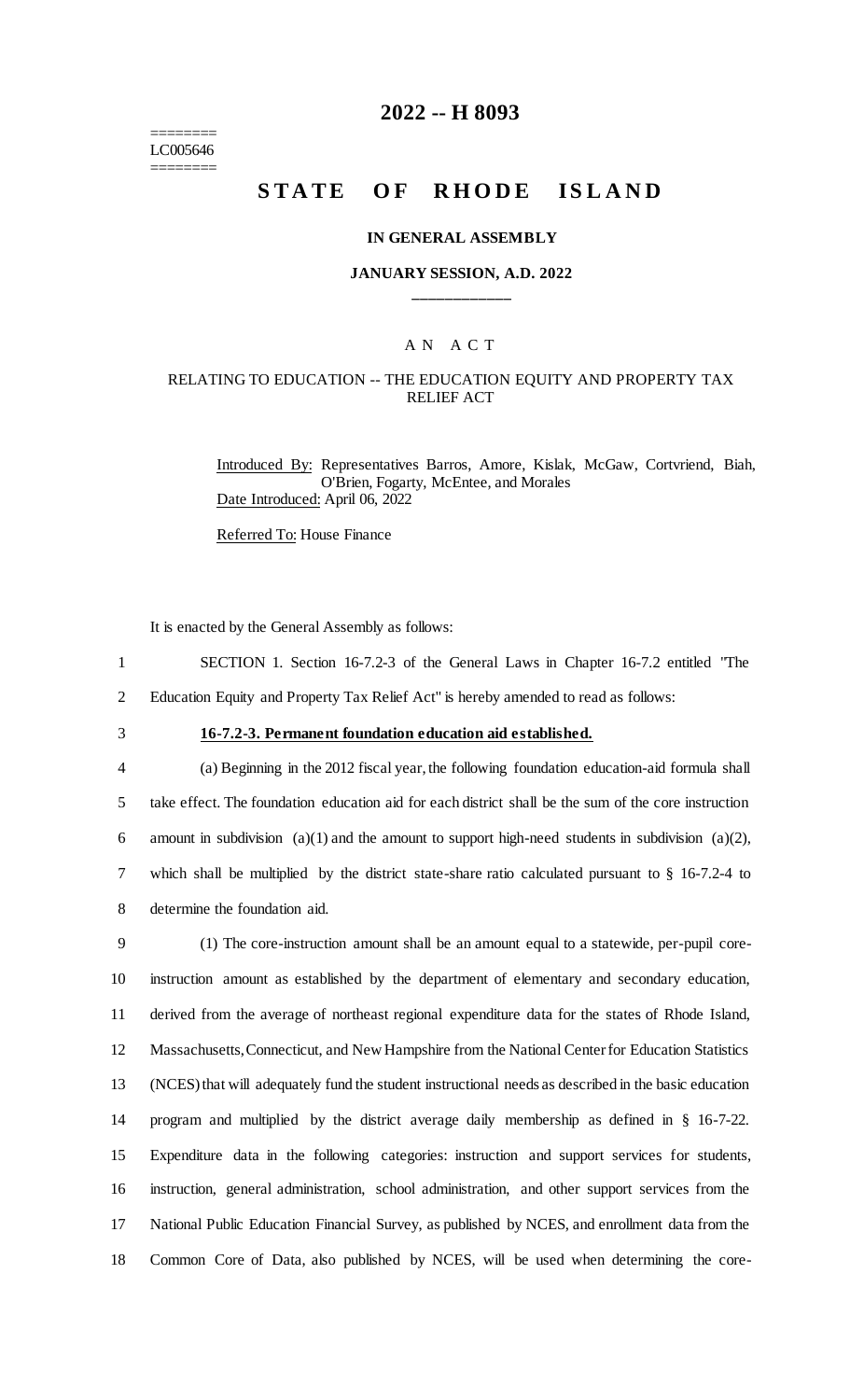========
LC005646
========

# 2022 -- H 8093

# STATE OF RHODE ISLAND

### IN GENERAL ASSEMBLY

### JANUARY SESSION, A.D. 2022

____________

A N A C T

RELATING TO EDUCATION -- THE EDUCATION EQUITY AND PROPERTY TAX RELIEF ACT

Introduced By: Representatives Barros, Amore, Kislak, McGaw, Cortvriend, Biah, O'Brien, Fogarty, McEntee, and Morales

Date Introduced: April 06, 2022

Referred To: House Finance

It is enacted by the General Assembly as follows:

1 SECTION 1. Section 16-7.2-3 of the General Laws in Chapter 16-7.2 entitled "The
2 Education Equity and Property Tax Relief Act" is hereby amended to read as follows:

3 **16-7.2-3. Permanent foundation education aid established.**

4 (a) Beginning in the 2012 fiscal year, the following foundation education-aid formula shall
5 take effect. The foundation education aid for each district shall be the sum of the core instruction
6 amount in subdivision (a)(1) and the amount to support high-need students in subdivision (a)(2),
7 which shall be multiplied by the district state-share ratio calculated pursuant to § 16-7.2-4 to
8 determine the foundation aid.

9 (1) The core-instruction amount shall be an amount equal to a statewide, per-pupil core-
10 instruction amount as established by the department of elementary and secondary education,
11 derived from the average of northeast regional expenditure data for the states of Rhode Island,
12 Massachusetts, Connecticut, and New Hampshire from the National Center for Education Statistics
13 (NCES) that will adequately fund the student instructional needs as described in the basic education
14 program and multiplied by the district average daily membership as defined in § 16-7-22.
15 Expenditure data in the following categories: instruction and support services for students,
16 instruction, general administration, school administration, and other support services from the
17 National Public Education Financial Survey, as published by NCES, and enrollment data from the
18 Common Core of Data, also published by NCES, will be used when determining the core-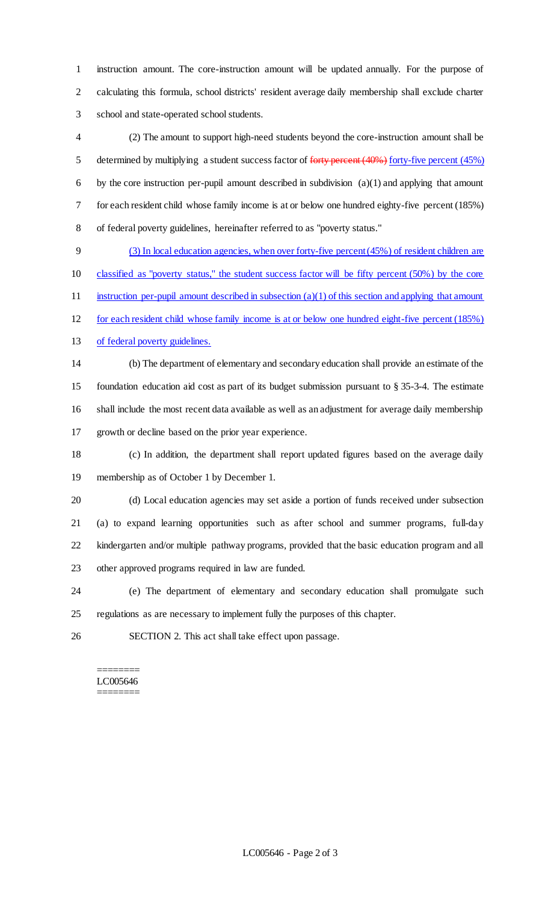instruction amount. The core-instruction amount will be updated annually. For the purpose of calculating this formula, school districts' resident average daily membership shall exclude charter school and state-operated school students.

(2) The amount to support high-need students beyond the core-instruction amount shall be determined by multiplying a student success factor of ~~forty percent (40%)~~ forty-five percent (45%) by the core instruction per-pupil amount described in subdivision (a)(1) and applying that amount for each resident child whose family income is at or below one hundred eighty-five percent (185%) of federal poverty guidelines, hereinafter referred to as "poverty status."

(3) In local education agencies, when over forty-five percent (45%) of resident children are classified as "poverty status," the student success factor will be fifty percent (50%) by the core instruction per-pupil amount described in subsection (a)(1) of this section and applying that amount for each resident child whose family income is at or below one hundred eight-five percent (185%) of federal poverty guidelines.

(b) The department of elementary and secondary education shall provide an estimate of the foundation education aid cost as part of its budget submission pursuant to § 35-3-4. The estimate shall include the most recent data available as well as an adjustment for average daily membership growth or decline based on the prior year experience.

(c) In addition, the department shall report updated figures based on the average daily membership as of October 1 by December 1.

(d) Local education agencies may set aside a portion of funds received under subsection (a) to expand learning opportunities such as after school and summer programs, full-day kindergarten and/or multiple pathway programs, provided that the basic education program and all other approved programs required in law are funded.

(e) The department of elementary and secondary education shall promulgate such regulations as are necessary to implement fully the purposes of this chapter.

SECTION 2. This act shall take effect upon passage.

========
LC005646
========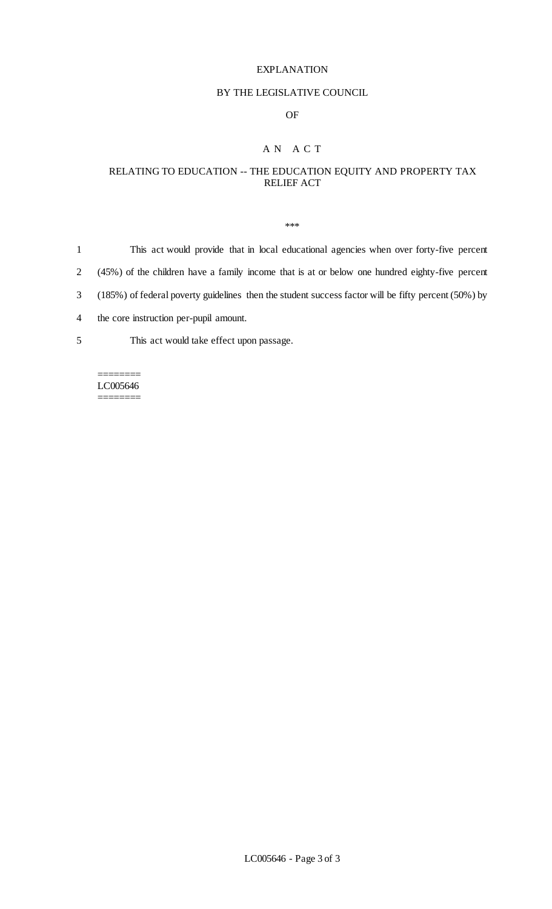EXPLANATION

BY THE LEGISLATIVE COUNCIL

OF

# A N A C T

## RELATING TO EDUCATION -- THE EDUCATION EQUITY AND PROPERTY TAX RELIEF ACT

\*\*\*

This act would provide that in local educational agencies when over forty-five percent (45%) of the children have a family income that is at or below one hundred eighty-five percent (185%) of federal poverty guidelines then the student success factor will be fifty percent (50%) by the core instruction per-pupil amount.

This act would take effect upon passage.

========
LC005646
========